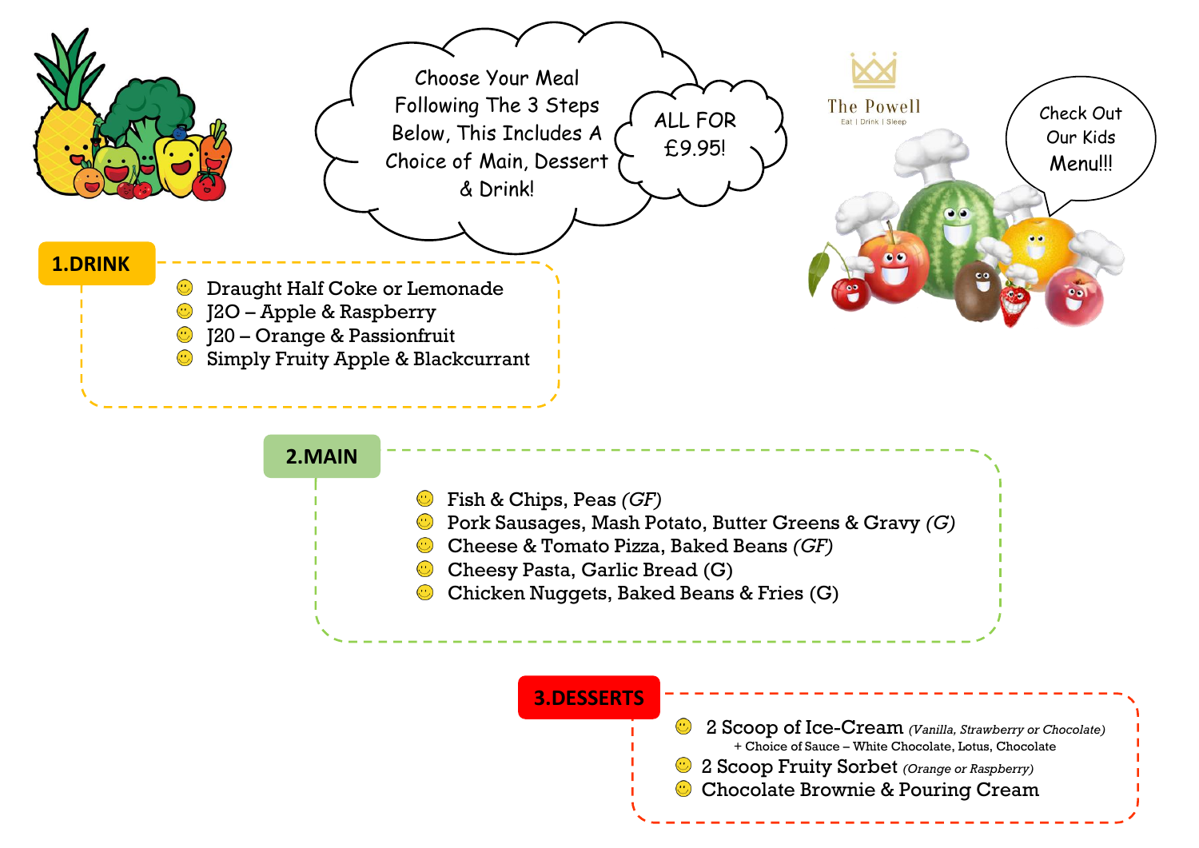Choose Your Meal Following The 3 Steps Below, This Includes A Choice of Main, Dessert & Drink!

ALL FOR £9.95!

The Powell

Eat | Drink | Sleep

Check Out Our Kids Menu!!!

## 1.DRINK

- Draught Half Coke or Lemonade
- J2O – Apple & Raspberry
- J20 – Orange & Passionfruit
- Simply Fruity Apple & Blackcurrant

## 2.MAIN

- Fish & Chips, Peas *(GF)*
- Pork Sausages, Mash Potato, Butter Greens & Gravy *(G)*
- Cheese & Tomato Pizza, Baked Beans *(GF)*
- Cheesy Pasta, Garlic Bread (G)
- Chicken Nuggets, Baked Beans & Fries (G)

## 3.DESSERTS

- 2 Scoop of Ice-Cream *(Vanilla, Strawberry or Chocolate)*
  + Choice of Sauce – White Chocolate, Lotus, Chocolate
- 2 Scoop Fruity Sorbet *(Orange or Raspberry)*
- Chocolate Brownie & Pouring Cream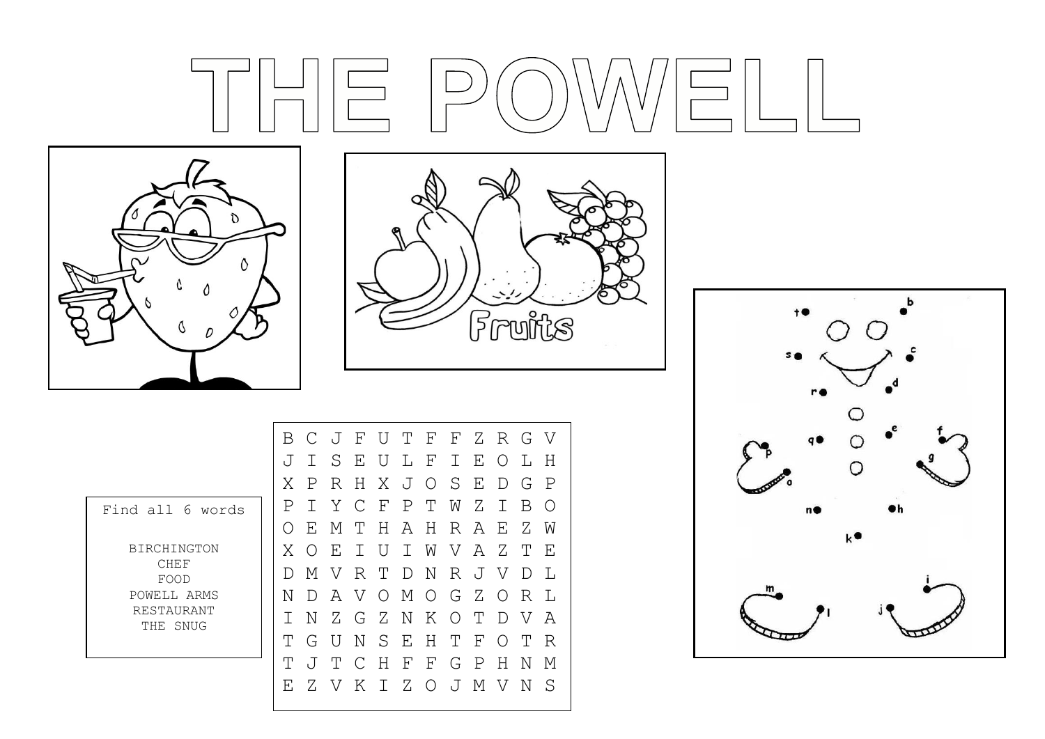# THE POWELL

Fruits

Find all 6 words

BIRCHINGTON
CHEF
FOOD
POWELL ARMS
RESTAURANT
THE SNUG

| | | | | | | | | | | | |
|---|---|---|---|---|---|---|---|---|---|---|---|
| B | C | J | F | U | T | F | F | Z | R | G | V |
| J | I | S | E | U | L | F | I | E | O | L | H |
| X | P | R | H | X | J | O | S | E | D | G | P |
| P | I | Y | C | F | P | T | W | Z | I | B | O |
| O | E | M | T | H | A | H | R | A | E | Z | W |
| X | O | E | I | U | I | W | V | A | Z | T | E |
| D | M | V | R | T | D | N | R | J | V | D | L |
| N | D | A | V | O | M | O | G | Z | O | R | L |
| I | N | Z | G | Z | N | K | O | T | D | V | A |
| T | G | U | N | S | E | H | T | F | O | T | R |
| T | J | T | C | H | F | F | G | P | H | N | M |
| E | Z | V | K | I | Z | O | J | M | V | N | S |

t b c s d r e q f p g o n h k m i l j